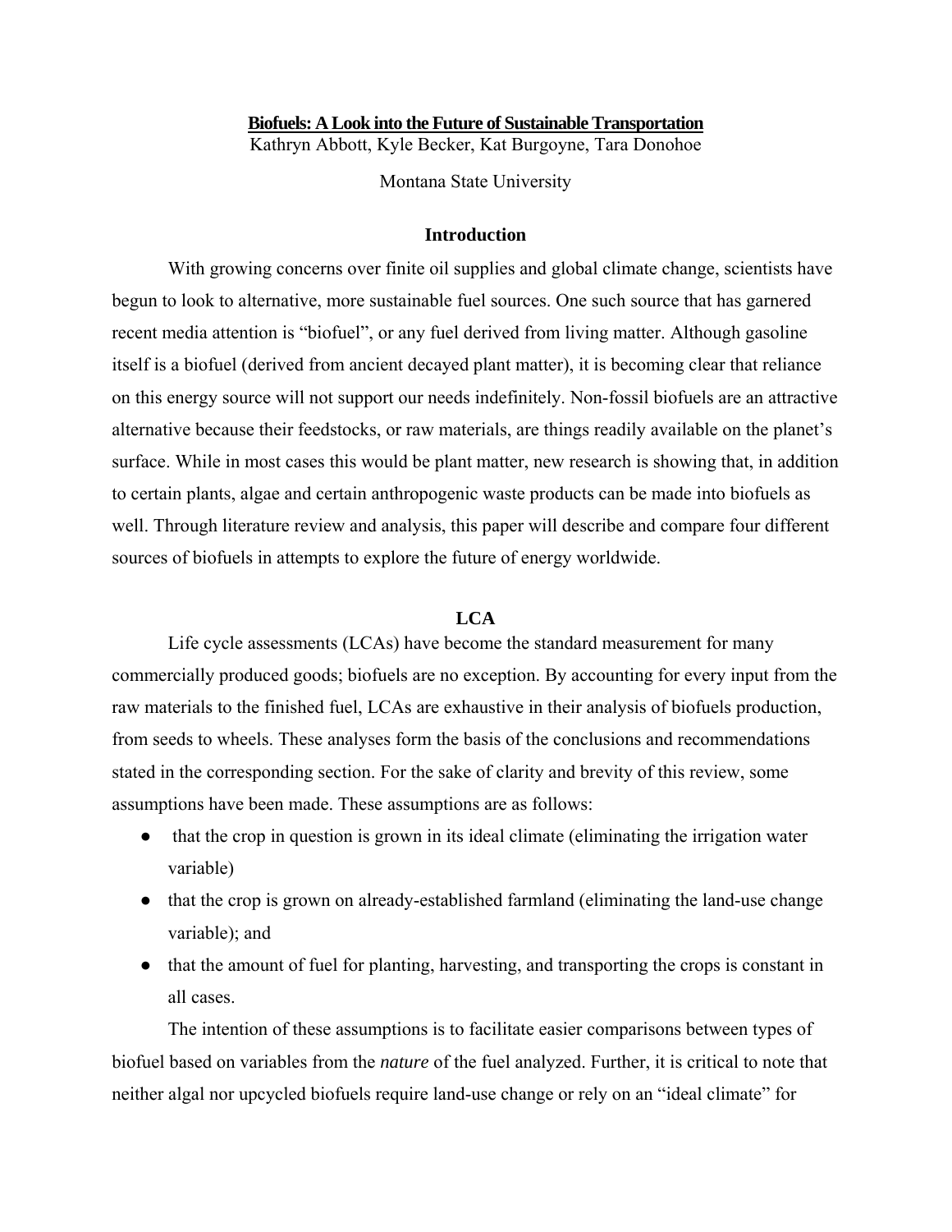# **Biofuels: A Look into the Future of Sustainable Transportation**

Kathryn Abbott, Kyle Becker, Kat Burgoyne, Tara Donohoe

Montana State University

## Introduction

With growing concerns over finite oil supplies and global climate change, scientists have begun to look to alternative, more sustainable fuel sources. One such source that has garnered recent media attention is "biofuel", or any fuel derived from living matter. Although gasoline itself is a biofuel (derived from ancient decayed plant matter), it is becoming clear that reliance on this energy source will not support our needs indefinitely. Non-fossil biofuels are an attractive alternative because their feedstocks, or raw materials, are things readily available on the planet's surface. While in most cases this would be plant matter, new research is showing that, in addition to certain plants, algae and certain anthropogenic waste products can be made into biofuels as well. Through literature review and analysis, this paper will describe and compare four different sources of biofuels in attempts to explore the future of energy worldwide.

## LCA

Life cycle assessments (LCAs) have become the standard measurement for many commercially produced goods; biofuels are no exception. By accounting for every input from the raw materials to the finished fuel, LCAs are exhaustive in their analysis of biofuels production, from seeds to wheels. These analyses form the basis of the conclusions and recommendations stated in the corresponding section. For the sake of clarity and brevity of this review, some assumptions have been made. These assumptions are as follows:

- that the crop in question is grown in its ideal climate (eliminating the irrigation water variable)
- that the crop is grown on already-established farmland (eliminating the land-use change variable); and
- that the amount of fuel for planting, harvesting, and transporting the crops is constant in all cases.

The intention of these assumptions is to facilitate easier comparisons between types of biofuel based on variables from the *nature* of the fuel analyzed. Further, it is critical to note that neither algal nor upcycled biofuels require land-use change or rely on an "ideal climate" for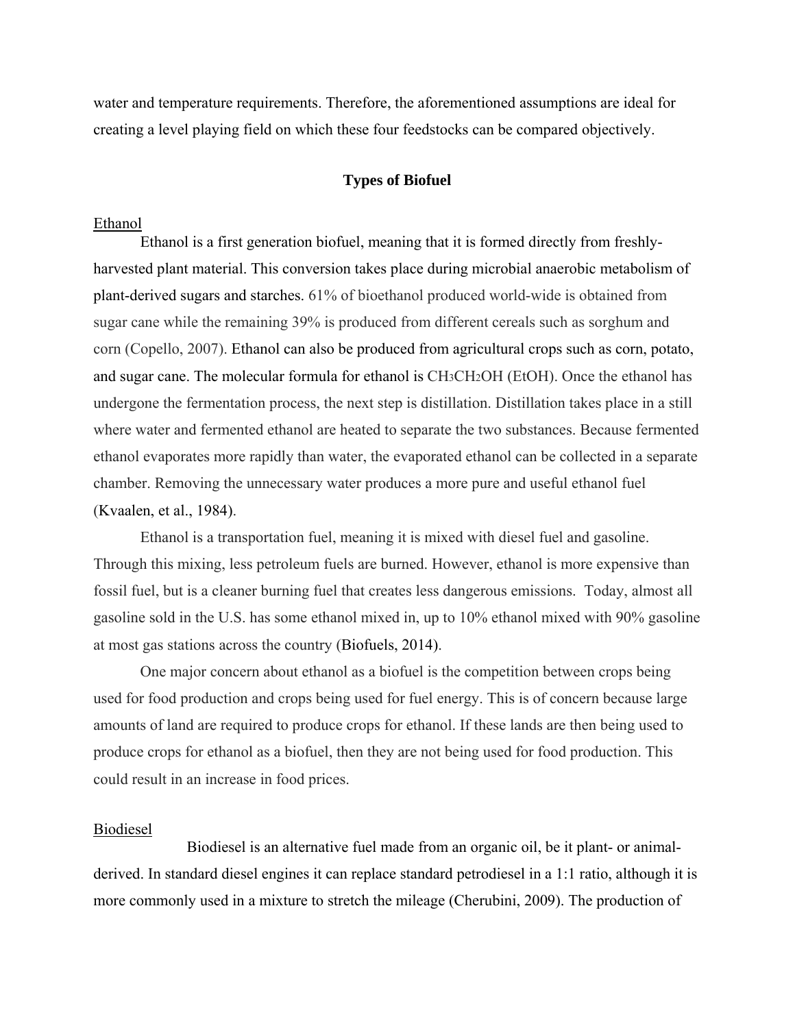water and temperature requirements. Therefore, the aforementioned assumptions are ideal for creating a level playing field on which these four feedstocks can be compared objectively.

## Types of Biofuel

### Ethanol

Ethanol is a first generation biofuel, meaning that it is formed directly from freshly-harvested plant material. This conversion takes place during microbial anaerobic metabolism of plant-derived sugars and starches. 61% of bioethanol produced world-wide is obtained from sugar cane while the remaining 39% is produced from different cereals such as sorghum and corn (Copello, 2007). Ethanol can also be produced from agricultural crops such as corn, potato, and sugar cane. The molecular formula for ethanol is $CH_3CH_2OH$ (EtOH). Once the ethanol has undergone the fermentation process, the next step is distillation. Distillation takes place in a still where water and fermented ethanol are heated to separate the two substances. Because fermented ethanol evaporates more rapidly than water, the evaporated ethanol can be collected in a separate chamber. Removing the unnecessary water produces a more pure and useful ethanol fuel (Kvaalen, et al., 1984).

Ethanol is a transportation fuel, meaning it is mixed with diesel fuel and gasoline. Through this mixing, less petroleum fuels are burned. However, ethanol is more expensive than fossil fuel, but is a cleaner burning fuel that creates less dangerous emissions. Today, almost all gasoline sold in the U.S. has some ethanol mixed in, up to 10% ethanol mixed with 90% gasoline at most gas stations across the country (Biofuels, 2014).

One major concern about ethanol as a biofuel is the competition between crops being used for food production and crops being used for fuel energy. This is of concern because large amounts of land are required to produce crops for ethanol. If these lands are then being used to produce crops for ethanol as a biofuel, then they are not being used for food production. This could result in an increase in food prices.

### Biodiesel

Biodiesel is an alternative fuel made from an organic oil, be it plant- or animal-derived. In standard diesel engines it can replace standard petrodiesel in a 1:1 ratio, although it is more commonly used in a mixture to stretch the mileage (Cherubini, 2009). The production of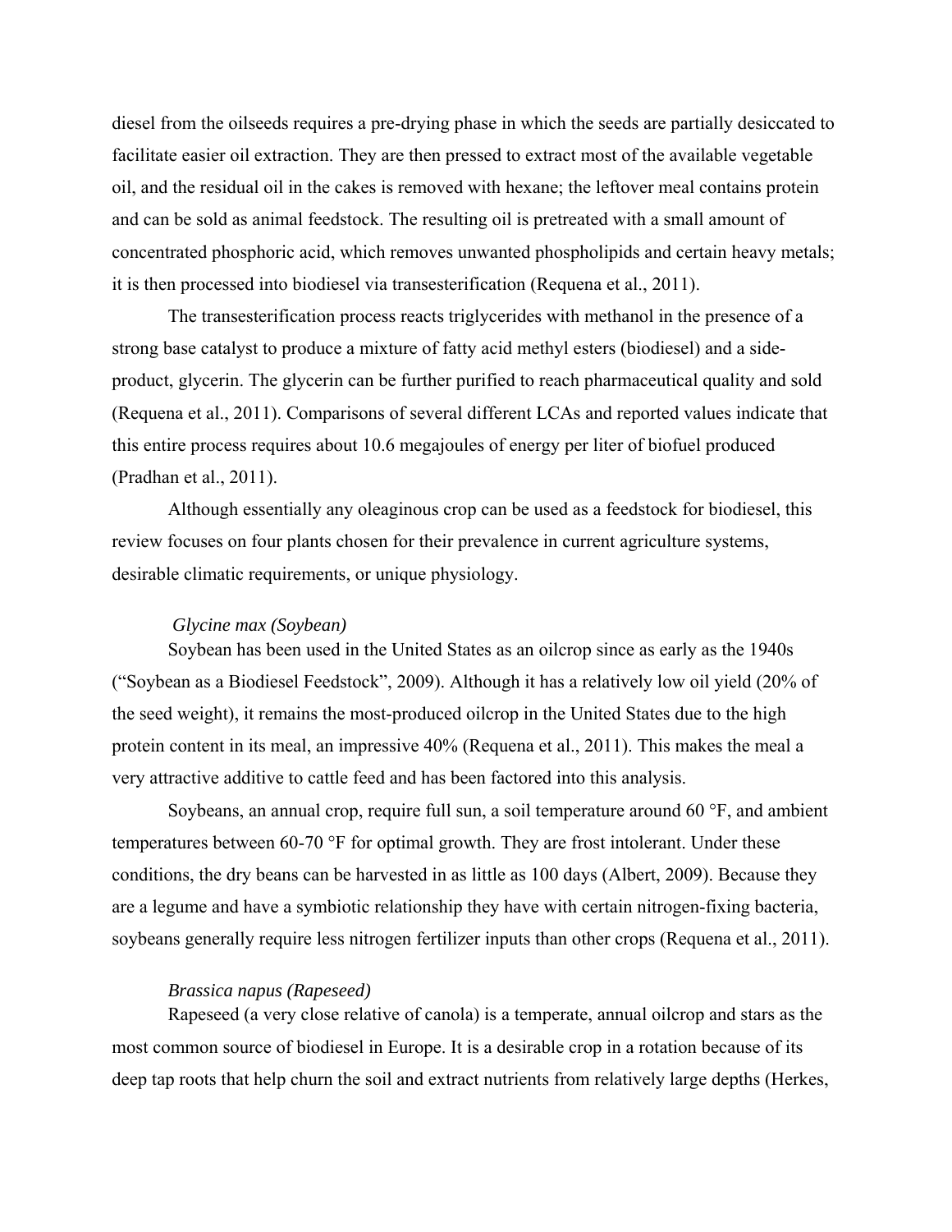diesel from the oilseeds requires a pre-drying phase in which the seeds are partially desiccated to facilitate easier oil extraction. They are then pressed to extract most of the available vegetable oil, and the residual oil in the cakes is removed with hexane; the leftover meal contains protein and can be sold as animal feedstock. The resulting oil is pretreated with a small amount of concentrated phosphoric acid, which removes unwanted phospholipids and certain heavy metals; it is then processed into biodiesel via transesterification (Requena et al., 2011).

The transesterification process reacts triglycerides with methanol in the presence of a strong base catalyst to produce a mixture of fatty acid methyl esters (biodiesel) and a side-product, glycerin. The glycerin can be further purified to reach pharmaceutical quality and sold (Requena et al., 2011). Comparisons of several different LCAs and reported values indicate that this entire process requires about 10.6 megajoules of energy per liter of biofuel produced (Pradhan et al., 2011).

Although essentially any oleaginous crop can be used as a feedstock for biodiesel, this review focuses on four plants chosen for their prevalence in current agriculture systems, desirable climatic requirements, or unique physiology.

### *Glycine max (Soybean)*

Soybean has been used in the United States as an oilcrop since as early as the 1940s ("Soybean as a Biodiesel Feedstock", 2009). Although it has a relatively low oil yield (20% of the seed weight), it remains the most-produced oilcrop in the United States due to the high protein content in its meal, an impressive 40% (Requena et al., 2011). This makes the meal a very attractive additive to cattle feed and has been factored into this analysis.

Soybeans, an annual crop, require full sun, a soil temperature around 60 °F, and ambient temperatures between 60-70 °F for optimal growth. They are frost intolerant. Under these conditions, the dry beans can be harvested in as little as 100 days (Albert, 2009). Because they are a legume and have a symbiotic relationship they have with certain nitrogen-fixing bacteria, soybeans generally require less nitrogen fertilizer inputs than other crops (Requena et al., 2011).

### *Brassica napus (Rapeseed)*

Rapeseed (a very close relative of canola) is a temperate, annual oilcrop and stars as the most common source of biodiesel in Europe. It is a desirable crop in a rotation because of its deep tap roots that help churn the soil and extract nutrients from relatively large depths (Herkes,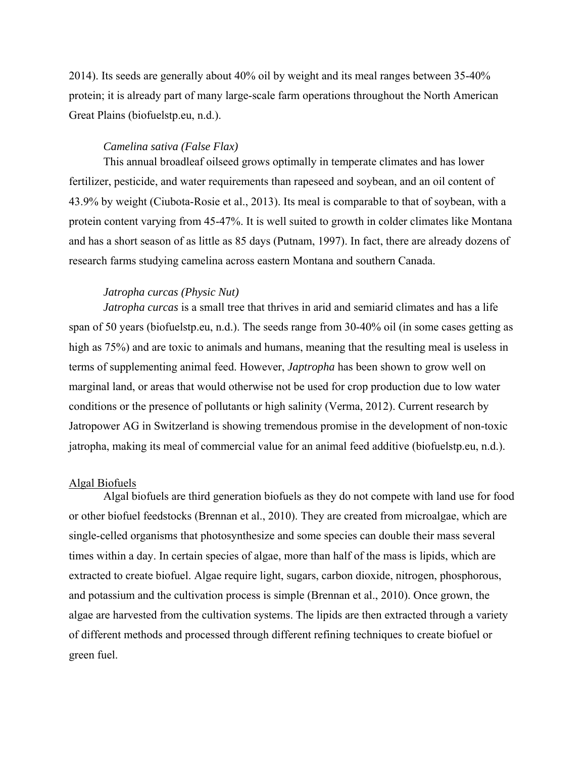2014). Its seeds are generally about 40% oil by weight and its meal ranges between 35-40% protein; it is already part of many large-scale farm operations throughout the North American Great Plains (biofuelstp.eu, n.d.).

*Camelina sativa (False Flax)*

This annual broadleaf oilseed grows optimally in temperate climates and has lower fertilizer, pesticide, and water requirements than rapeseed and soybean, and an oil content of 43.9% by weight (Ciubota-Rosie et al., 2013). Its meal is comparable to that of soybean, with a protein content varying from 45-47%. It is well suited to growth in colder climates like Montana and has a short season of as little as 85 days (Putnam, 1997). In fact, there are already dozens of research farms studying camelina across eastern Montana and southern Canada.

*Jatropha curcas (Physic Nut)*

*Jatropha curcas* is a small tree that thrives in arid and semiarid climates and has a life span of 50 years (biofuelstp.eu, n.d.). The seeds range from 30-40% oil (in some cases getting as high as 75%) and are toxic to animals and humans, meaning that the resulting meal is useless in terms of supplementing animal feed. However, *Japtropha* has been shown to grow well on marginal land, or areas that would otherwise not be used for crop production due to low water conditions or the presence of pollutants or high salinity (Verma, 2012). Current research by Jatropower AG in Switzerland is showing tremendous promise in the development of non-toxic jatropha, making its meal of commercial value for an animal feed additive (biofuelstp.eu, n.d.).

<u>Algal Biofuels</u>

Algal biofuels are third generation biofuels as they do not compete with land use for food or other biofuel feedstocks (Brennan et al., 2010). They are created from microalgae, which are single-celled organisms that photosynthesize and some species can double their mass several times within a day. In certain species of algae, more than half of the mass is lipids, which are extracted to create biofuel. Algae require light, sugars, carbon dioxide, nitrogen, phosphorous, and potassium and the cultivation process is simple (Brennan et al., 2010). Once grown, the algae are harvested from the cultivation systems. The lipids are then extracted through a variety of different methods and processed through different refining techniques to create biofuel or green fuel.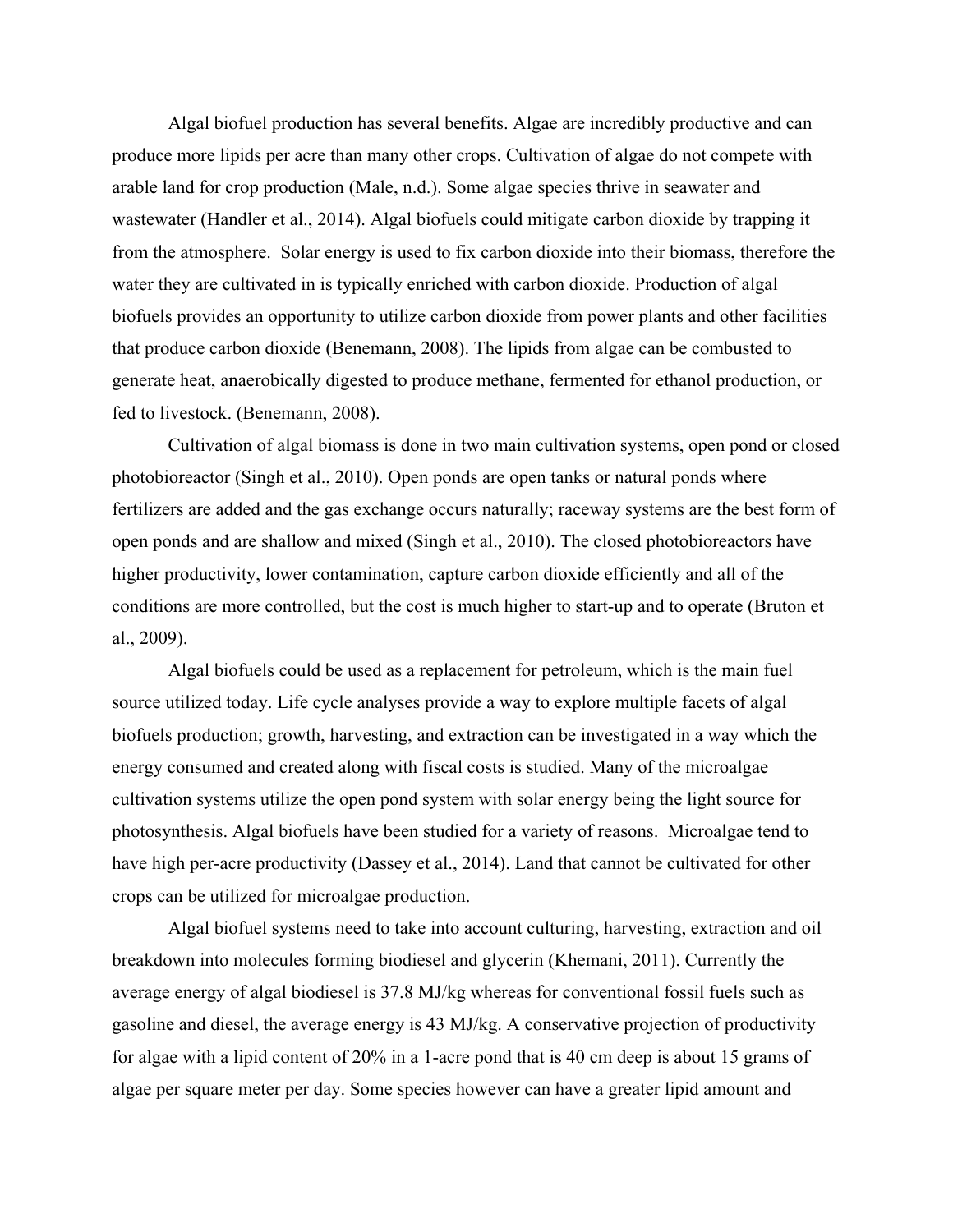Algal biofuel production has several benefits. Algae are incredibly productive and can produce more lipids per acre than many other crops. Cultivation of algae do not compete with arable land for crop production (Male, n.d.). Some algae species thrive in seawater and wastewater (Handler et al., 2014). Algal biofuels could mitigate carbon dioxide by trapping it from the atmosphere. Solar energy is used to fix carbon dioxide into their biomass, therefore the water they are cultivated in is typically enriched with carbon dioxide. Production of algal biofuels provides an opportunity to utilize carbon dioxide from power plants and other facilities that produce carbon dioxide (Benemann, 2008). The lipids from algae can be combusted to generate heat, anaerobically digested to produce methane, fermented for ethanol production, or fed to livestock. (Benemann, 2008).

Cultivation of algal biomass is done in two main cultivation systems, open pond or closed photobioreactor (Singh et al., 2010). Open ponds are open tanks or natural ponds where fertilizers are added and the gas exchange occurs naturally; raceway systems are the best form of open ponds and are shallow and mixed (Singh et al., 2010). The closed photobioreactors have higher productivity, lower contamination, capture carbon dioxide efficiently and all of the conditions are more controlled, but the cost is much higher to start-up and to operate (Bruton et al., 2009).

Algal biofuels could be used as a replacement for petroleum, which is the main fuel source utilized today. Life cycle analyses provide a way to explore multiple facets of algal biofuels production; growth, harvesting, and extraction can be investigated in a way which the energy consumed and created along with fiscal costs is studied. Many of the microalgae cultivation systems utilize the open pond system with solar energy being the light source for photosynthesis. Algal biofuels have been studied for a variety of reasons. Microalgae tend to have high per-acre productivity (Dassey et al., 2014). Land that cannot be cultivated for other crops can be utilized for microalgae production.

Algal biofuel systems need to take into account culturing, harvesting, extraction and oil breakdown into molecules forming biodiesel and glycerin (Khemani, 2011). Currently the average energy of algal biodiesel is 37.8 MJ/kg whereas for conventional fossil fuels such as gasoline and diesel, the average energy is 43 MJ/kg. A conservative projection of productivity for algae with a lipid content of 20% in a 1-acre pond that is 40 cm deep is about 15 grams of algae per square meter per day. Some species however can have a greater lipid amount and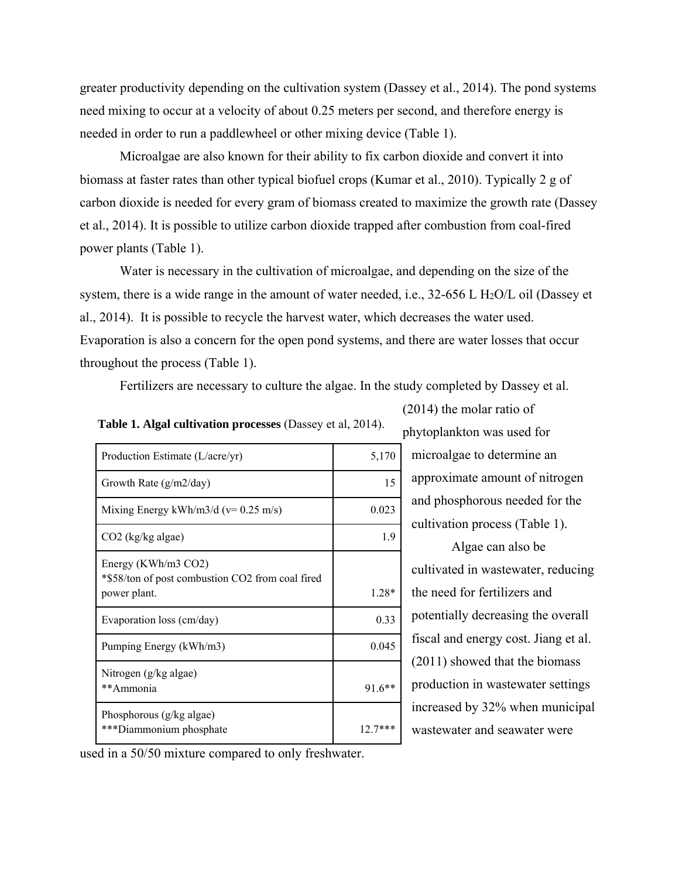greater productivity depending on the cultivation system (Dassey et al., 2014). The pond systems need mixing to occur at a velocity of about 0.25 meters per second, and therefore energy is needed in order to run a paddlewheel or other mixing device (Table 1).

Microalgae are also known for their ability to fix carbon dioxide and convert it into biomass at faster rates than other typical biofuel crops (Kumar et al., 2010). Typically 2 g of carbon dioxide is needed for every gram of biomass created to maximize the growth rate (Dassey et al., 2014). It is possible to utilize carbon dioxide trapped after combustion from coal-fired power plants (Table 1).

Water is necessary in the cultivation of microalgae, and depending on the size of the system, there is a wide range in the amount of water needed, i.e., 32-656 L $H_2O$/L oil (Dassey et al., 2014). It is possible to recycle the harvest water, which decreases the water used. Evaporation is also a concern for the open pond systems, and there are water losses that occur throughout the process (Table 1).

Fertilizers are necessary to culture the algae. In the study completed by Dassey et al. (2014) the molar ratio of phytoplankton was used for microalgae to determine an approximate amount of nitrogen and phosphorous needed for the cultivation process (Table 1).

**Table 1. Algal cultivation processes** (Dassey et al, 2014).

| | |
|---|---|
| Production Estimate (L/acre/yr) | 5,170 |
| Growth Rate (g/m2/day) | 15 |
| Mixing Energy kWh/m3/d (v= 0.25 m/s) | 0.023 |
| CO2 (kg/kg algae) | 1.9 |
| Energy (KWh/m3 CO2) *$58/ton of post combustion CO2 from coal fired power plant. | 1.28* |
| Evaporation loss (cm/day) | 0.33 |
| Pumping Energy (kWh/m3) | 0.045 |
| Nitrogen (g/kg algae) **Ammonia | 91.6** |
| Phosphorous (g/kg algae) ***Diammonium phosphate | 12.7*** |

Algae can also be cultivated in wastewater, reducing the need for fertilizers and potentially decreasing the overall fiscal and energy cost. Jiang et al. (2011) showed that the biomass production in wastewater settings increased by 32% when municipal wastewater and seawater were used in a 50/50 mixture compared to only freshwater.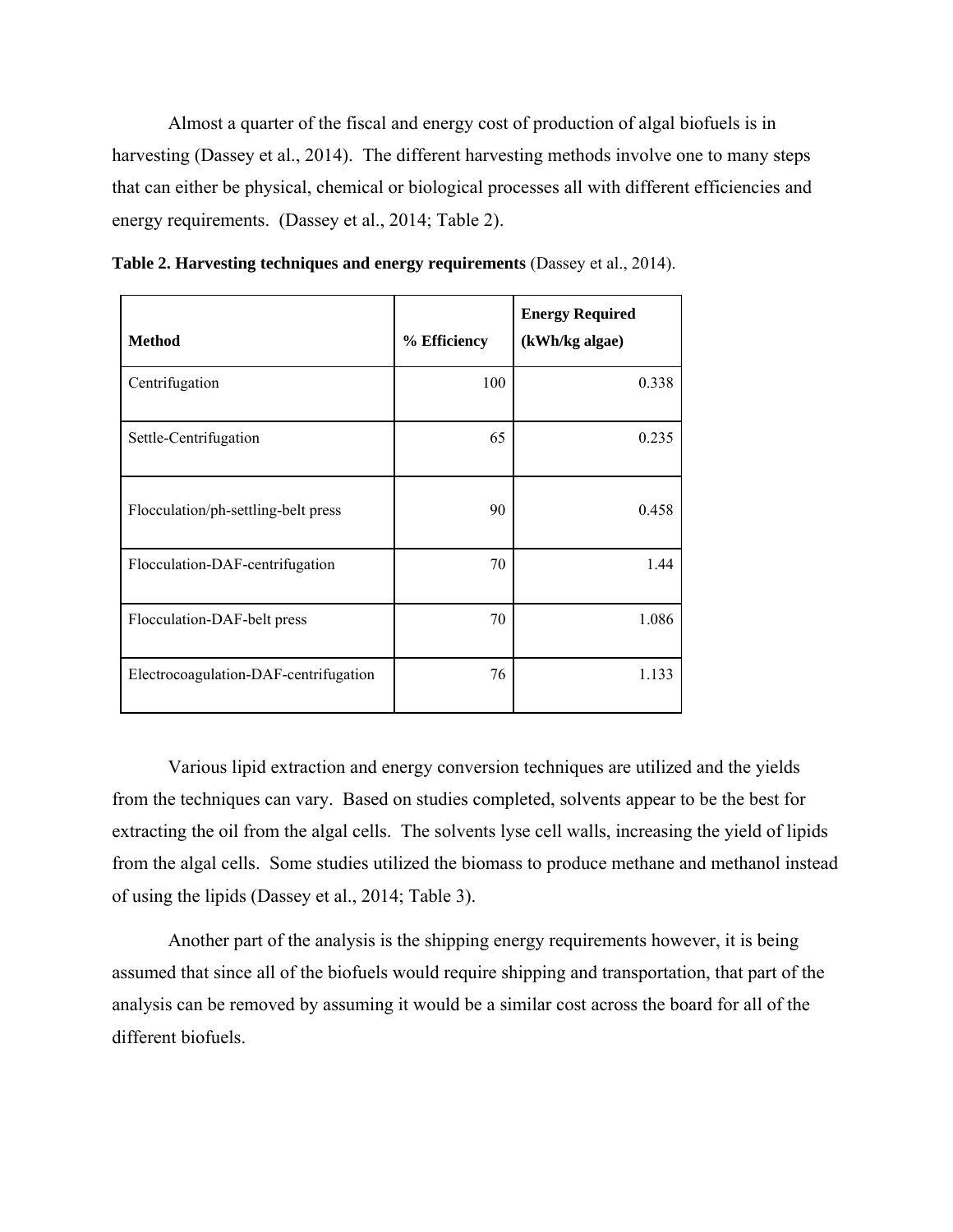Almost a quarter of the fiscal and energy cost of production of algal biofuels is in harvesting (Dassey et al., 2014). The different harvesting methods involve one to many steps that can either be physical, chemical or biological processes all with different efficiencies and energy requirements. (Dassey et al., 2014; Table 2).

**Table 2. Harvesting techniques and energy requirements** (Dassey et al., 2014).

| **Method** | **% Efficiency** | **Energy Required (kWh/kg algae)** |
|---|---|---|
| Centrifugation | 100 | 0.338 |
| Settle-Centrifugation | 65 | 0.235 |
| Flocculation/ph-settling-belt press | 90 | 0.458 |
| Flocculation-DAF-centrifugation | 70 | 1.44 |
| Flocculation-DAF-belt press | 70 | 1.086 |
| Electrocoagulation-DAF-centrifugation | 76 | 1.133 |

Various lipid extraction and energy conversion techniques are utilized and the yields from the techniques can vary. Based on studies completed, solvents appear to be the best for extracting the oil from the algal cells. The solvents lyse cell walls, increasing the yield of lipids from the algal cells. Some studies utilized the biomass to produce methane and methanol instead of using the lipids (Dassey et al., 2014; Table 3).

Another part of the analysis is the shipping energy requirements however, it is being assumed that since all of the biofuels would require shipping and transportation, that part of the analysis can be removed by assuming it would be a similar cost across the board for all of the different biofuels.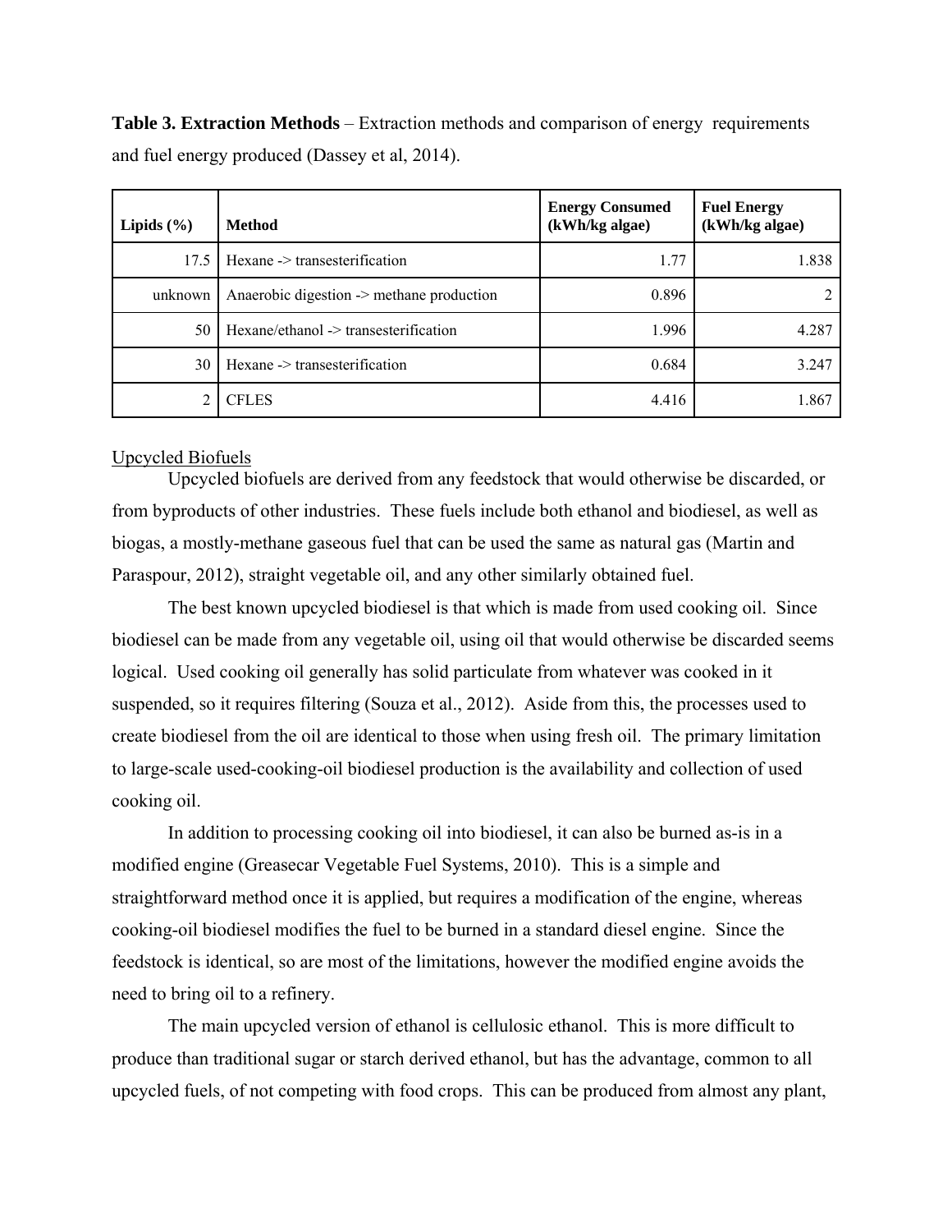**Table 3. Extraction Methods** – Extraction methods and comparison of energy requirements and fuel energy produced (Dassey et al, 2014).

| Lipids (%) | Method | Energy Consumed (kWh/kg algae) | Fuel Energy (kWh/kg algae) |
|---:|---|---:|---:|
| 17.5 | Hexane -> transesterification | 1.77 | 1.838 |
| unknown | Anaerobic digestion -> methane production | 0.896 | 2 |
| 50 | Hexane/ethanol -> transesterification | 1.996 | 4.287 |
| 30 | Hexane -> transesterification | 0.684 | 3.247 |
| 2 | CFLES | 4.416 | 1.867 |

Upcycled Biofuels

Upcycled biofuels are derived from any feedstock that would otherwise be discarded, or from byproducts of other industries. These fuels include both ethanol and biodiesel, as well as biogas, a mostly-methane gaseous fuel that can be used the same as natural gas (Martin and Paraspour, 2012), straight vegetable oil, and any other similarly obtained fuel.

The best known upcycled biodiesel is that which is made from used cooking oil. Since biodiesel can be made from any vegetable oil, using oil that would otherwise be discarded seems logical. Used cooking oil generally has solid particulate from whatever was cooked in it suspended, so it requires filtering (Souza et al., 2012). Aside from this, the processes used to create biodiesel from the oil are identical to those when using fresh oil. The primary limitation to large-scale used-cooking-oil biodiesel production is the availability and collection of used cooking oil.

In addition to processing cooking oil into biodiesel, it can also be burned as-is in a modified engine (Greasecar Vegetable Fuel Systems, 2010). This is a simple and straightforward method once it is applied, but requires a modification of the engine, whereas cooking-oil biodiesel modifies the fuel to be burned in a standard diesel engine. Since the feedstock is identical, so are most of the limitations, however the modified engine avoids the need to bring oil to a refinery.

The main upcycled version of ethanol is cellulosic ethanol. This is more difficult to produce than traditional sugar or starch derived ethanol, but has the advantage, common to all upcycled fuels, of not competing with food crops. This can be produced from almost any plant,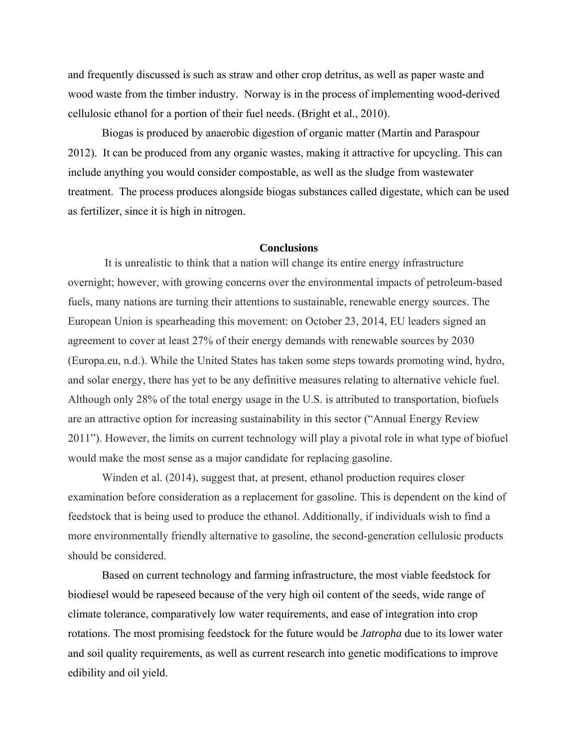and frequently discussed is such as straw and other crop detritus, as well as paper waste and wood waste from the timber industry. Norway is in the process of implementing wood-derived cellulosic ethanol for a portion of their fuel needs. (Bright et al., 2010).

Biogas is produced by anaerobic digestion of organic matter (Martin and Paraspour 2012). It can be produced from any organic wastes, making it attractive for upcycling. This can include anything you would consider compostable, as well as the sludge from wastewater treatment. The process produces alongside biogas substances called digestate, which can be used as fertilizer, since it is high in nitrogen.

## Conclusions

It is unrealistic to think that a nation will change its entire energy infrastructure overnight; however, with growing concerns over the environmental impacts of petroleum-based fuels, many nations are turning their attentions to sustainable, renewable energy sources. The European Union is spearheading this movement: on October 23, 2014, EU leaders signed an agreement to cover at least 27% of their energy demands with renewable sources by 2030 (Europa.eu, n.d.). While the United States has taken some steps towards promoting wind, hydro, and solar energy, there has yet to be any definitive measures relating to alternative vehicle fuel. Although only 28% of the total energy usage in the U.S. is attributed to transportation, biofuels are an attractive option for increasing sustainability in this sector ("Annual Energy Review 2011"). However, the limits on current technology will play a pivotal role in what type of biofuel would make the most sense as a major candidate for replacing gasoline.

Winden et al. (2014), suggest that, at present, ethanol production requires closer examination before consideration as a replacement for gasoline. This is dependent on the kind of feedstock that is being used to produce the ethanol. Additionally, if individuals wish to find a more environmentally friendly alternative to gasoline, the second-generation cellulosic products should be considered.

Based on current technology and farming infrastructure, the most viable feedstock for biodiesel would be rapeseed because of the very high oil content of the seeds, wide range of climate tolerance, comparatively low water requirements, and ease of integration into crop rotations. The most promising feedstock for the future would be *Jatropha* due to its lower water and soil quality requirements, as well as current research into genetic modifications to improve edibility and oil yield.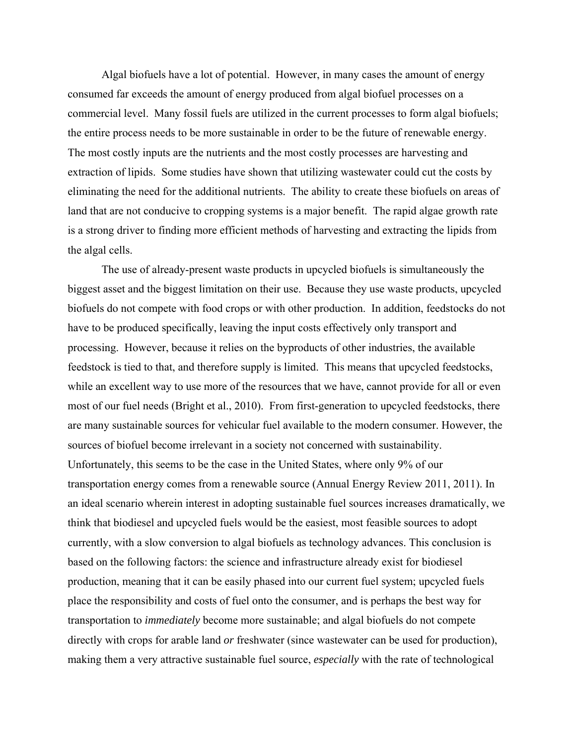Algal biofuels have a lot of potential. However, in many cases the amount of energy consumed far exceeds the amount of energy produced from algal biofuel processes on a commercial level. Many fossil fuels are utilized in the current processes to form algal biofuels; the entire process needs to be more sustainable in order to be the future of renewable energy. The most costly inputs are the nutrients and the most costly processes are harvesting and extraction of lipids. Some studies have shown that utilizing wastewater could cut the costs by eliminating the need for the additional nutrients. The ability to create these biofuels on areas of land that are not conducive to cropping systems is a major benefit. The rapid algae growth rate is a strong driver to finding more efficient methods of harvesting and extracting the lipids from the algal cells.

The use of already-present waste products in upcycled biofuels is simultaneously the biggest asset and the biggest limitation on their use. Because they use waste products, upcycled biofuels do not compete with food crops or with other production. In addition, feedstocks do not have to be produced specifically, leaving the input costs effectively only transport and processing. However, because it relies on the byproducts of other industries, the available feedstock is tied to that, and therefore supply is limited. This means that upcycled feedstocks, while an excellent way to use more of the resources that we have, cannot provide for all or even most of our fuel needs (Bright et al., 2010). From first-generation to upcycled feedstocks, there are many sustainable sources for vehicular fuel available to the modern consumer. However, the sources of biofuel become irrelevant in a society not concerned with sustainability. Unfortunately, this seems to be the case in the United States, where only 9% of our transportation energy comes from a renewable source (Annual Energy Review 2011, 2011). In an ideal scenario wherein interest in adopting sustainable fuel sources increases dramatically, we think that biodiesel and upcycled fuels would be the easiest, most feasible sources to adopt currently, with a slow conversion to algal biofuels as technology advances. This conclusion is based on the following factors: the science and infrastructure already exist for biodiesel production, meaning that it can be easily phased into our current fuel system; upcycled fuels place the responsibility and costs of fuel onto the consumer, and is perhaps the best way for transportation to *immediately* become more sustainable; and algal biofuels do not compete directly with crops for arable land *or* freshwater (since wastewater can be used for production), making them a very attractive sustainable fuel source, *especially* with the rate of technological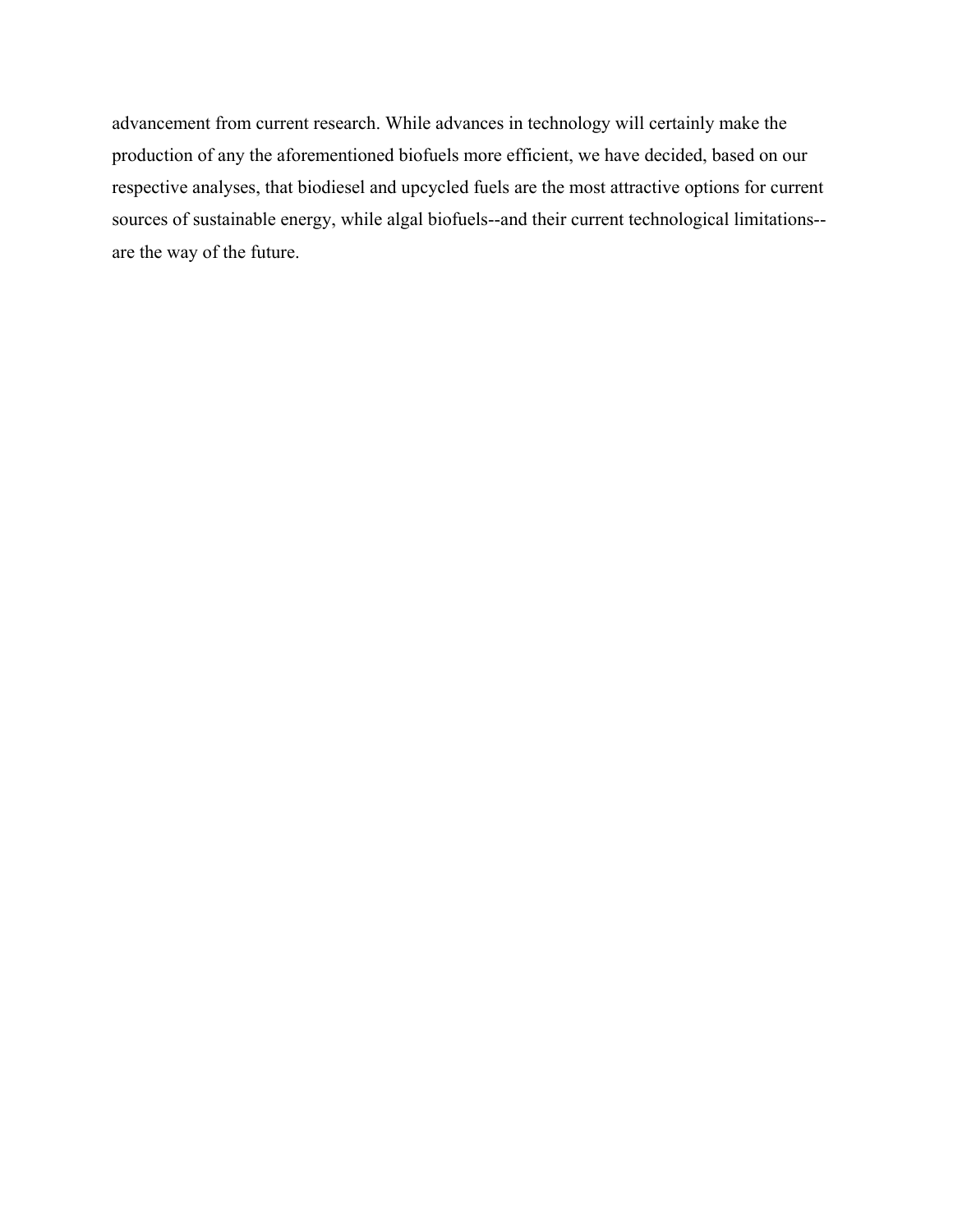advancement from current research. While advances in technology will certainly make the production of any the aforementioned biofuels more efficient, we have decided, based on our respective analyses, that biodiesel and upcycled fuels are the most attractive options for current sources of sustainable energy, while algal biofuels--and their current technological limitations--are the way of the future.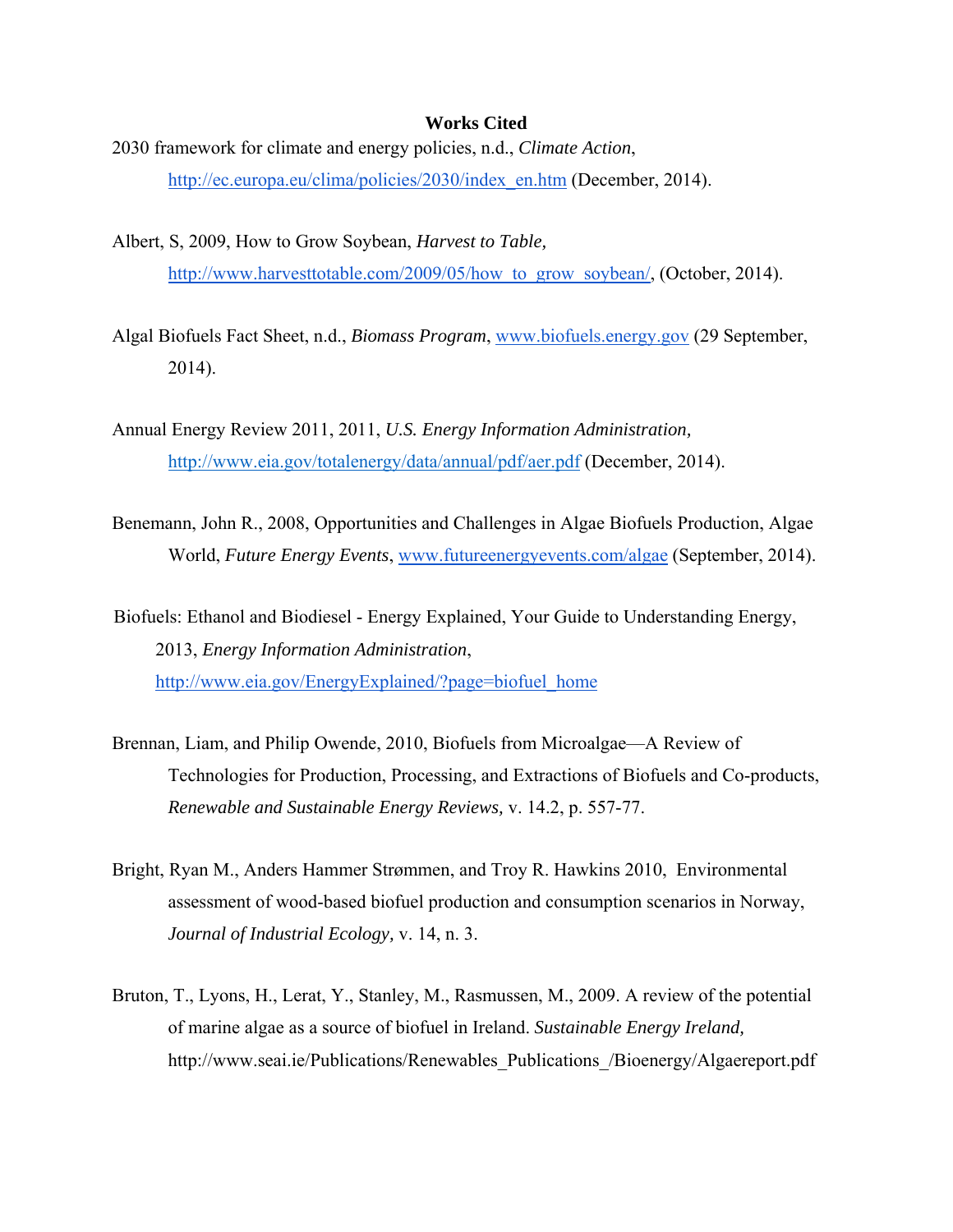**Works Cited**

2030 framework for climate and energy policies, n.d., *Climate Action*, http://ec.europa.eu/clima/policies/2030/index_en.htm (December, 2014).

Albert, S, 2009, How to Grow Soybean, *Harvest to Table,* http://www.harvesttotable.com/2009/05/how_to_grow_soybean/, (October, 2014).

Algal Biofuels Fact Sheet, n.d., *Biomass Program*, www.biofuels.energy.gov (29 September, 2014).

Annual Energy Review 2011, 2011, *U.S. Energy Information Administration,* http://www.eia.gov/totalenergy/data/annual/pdf/aer.pdf (December, 2014).

Benemann, John R., 2008, Opportunities and Challenges in Algae Biofuels Production, Algae World, *Future Energy Events*, www.futureenergyevents.com/algae (September, 2014).

Biofuels: Ethanol and Biodiesel - Energy Explained, Your Guide to Understanding Energy, 2013, *Energy Information Administration*, http://www.eia.gov/EnergyExplained/?page=biofuel_home

Brennan, Liam, and Philip Owende, 2010, Biofuels from Microalgae—A Review of Technologies for Production, Processing, and Extractions of Biofuels and Co-products, *Renewable and Sustainable Energy Reviews,* v. 14.2, p. 557-77.

Bright, Ryan M., Anders Hammer Strømmen, and Troy R. Hawkins 2010, Environmental assessment of wood-based biofuel production and consumption scenarios in Norway, *Journal of Industrial Ecology,* v. 14, n. 3.

Bruton, T., Lyons, H., Lerat, Y., Stanley, M., Rasmussen, M., 2009. A review of the potential of marine algae as a source of biofuel in Ireland. *Sustainable Energy Ireland,* http://www.seai.ie/Publications/Renewables_Publications_/Bioenergy/Algaereport.pdf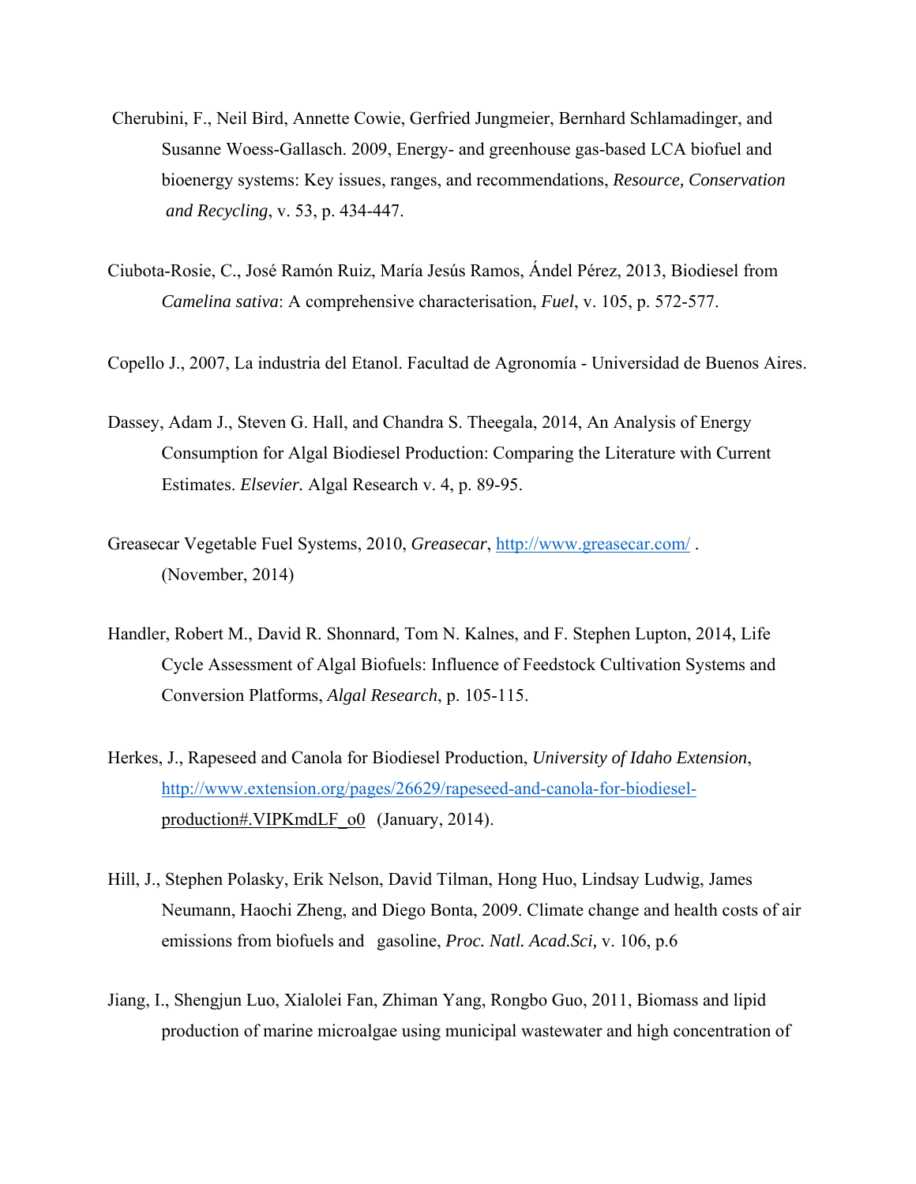Cherubini, F., Neil Bird, Annette Cowie, Gerfried Jungmeier, Bernhard Schlamadinger, and Susanne Woess-Gallasch. 2009, Energy- and greenhouse gas-based LCA biofuel and bioenergy systems: Key issues, ranges, and recommendations, *Resource, Conservation and Recycling*, v. 53, p. 434-447.

Ciubota-Rosie, C., José Ramón Ruiz, María Jesús Ramos, Ándel Pérez, 2013, Biodiesel from *Camelina sativa*: A comprehensive characterisation, *Fuel*, v. 105, p. 572-577.

Copello J., 2007, La industria del Etanol. Facultad de Agronomía - Universidad de Buenos Aires.

Dassey, Adam J., Steven G. Hall, and Chandra S. Theegala, 2014, An Analysis of Energy Consumption for Algal Biodiesel Production: Comparing the Literature with Current Estimates. *Elsevier.* Algal Research v. 4, p. 89-95.

Greasecar Vegetable Fuel Systems, 2010, *Greasecar*, http://www.greasecar.com/ . (November, 2014)

Handler, Robert M., David R. Shonnard, Tom N. Kalnes, and F. Stephen Lupton, 2014, Life Cycle Assessment of Algal Biofuels: Influence of Feedstock Cultivation Systems and Conversion Platforms, *Algal Research*, p. 105-115.

Herkes, J., Rapeseed and Canola for Biodiesel Production, *University of Idaho Extension*, http://www.extension.org/pages/26629/rapeseed-and-canola-for-biodiesel-production#.VIPKmdLF_o0 (January, 2014).

Hill, J., Stephen Polasky, Erik Nelson, David Tilman, Hong Huo, Lindsay Ludwig, James Neumann, Haochi Zheng, and Diego Bonta, 2009. Climate change and health costs of air emissions from biofuels and gasoline, *Proc. Natl. Acad.Sci,* v. 106, p.6

Jiang, I., Shengjun Luo, Xialolei Fan, Zhiman Yang, Rongbo Guo, 2011, Biomass and lipid production of marine microalgae using municipal wastewater and high concentration of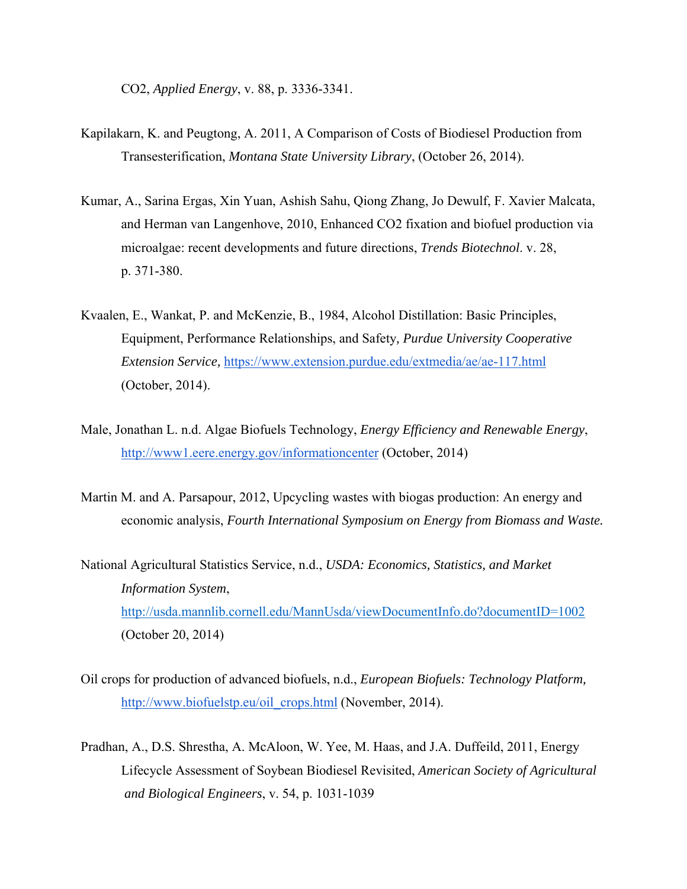$CO_2$, *Applied Energy*, v. 88, p. 3336-3341.

Kapilakarn, K. and Peugtong, A. 2011, A Comparison of Costs of Biodiesel Production from Transesterification, *Montana State University Library*, (October 26, 2014).

Kumar, A., Sarina Ergas, Xin Yuan, Ashish Sahu, Qiong Zhang, Jo Dewulf, F. Xavier Malcata, and Herman van Langenhove, 2010, Enhanced $CO_2$ fixation and biofuel production via microalgae: recent developments and future directions, *Trends Biotechnol*. v. 28, p. 371-380.

Kvaalen, E., Wankat, P. and McKenzie, B., 1984, Alcohol Distillation: Basic Principles, Equipment, Performance Relationships, and Safety, *Purdue University Cooperative Extension Service,* https://www.extension.purdue.edu/extmedia/ae/ae-117.html (October, 2014).

Male, Jonathan L. n.d. Algae Biofuels Technology, *Energy Efficiency and Renewable Energy*, http://www1.eere.energy.gov/informationcenter (October, 2014)

Martin M. and A. Parsapour, 2012, Upcycling wastes with biogas production: An energy and economic analysis, *Fourth International Symposium on Energy from Biomass and Waste.*

National Agricultural Statistics Service, n.d., *USDA: Economics, Statistics, and Market Information System*, http://usda.mannlib.cornell.edu/MannUsda/viewDocumentInfo.do?documentID=1002 (October 20, 2014)

Oil crops for production of advanced biofuels, n.d., *European Biofuels: Technology Platform,* http://www.biofuelstp.eu/oil_crops.html (November, 2014).

Pradhan, A., D.S. Shrestha, A. McAloon, W. Yee, M. Haas, and J.A. Duffeild, 2011, Energy Lifecycle Assessment of Soybean Biodiesel Revisited, *American Society of Agricultural and Biological Engineers*, v. 54, p. 1031-1039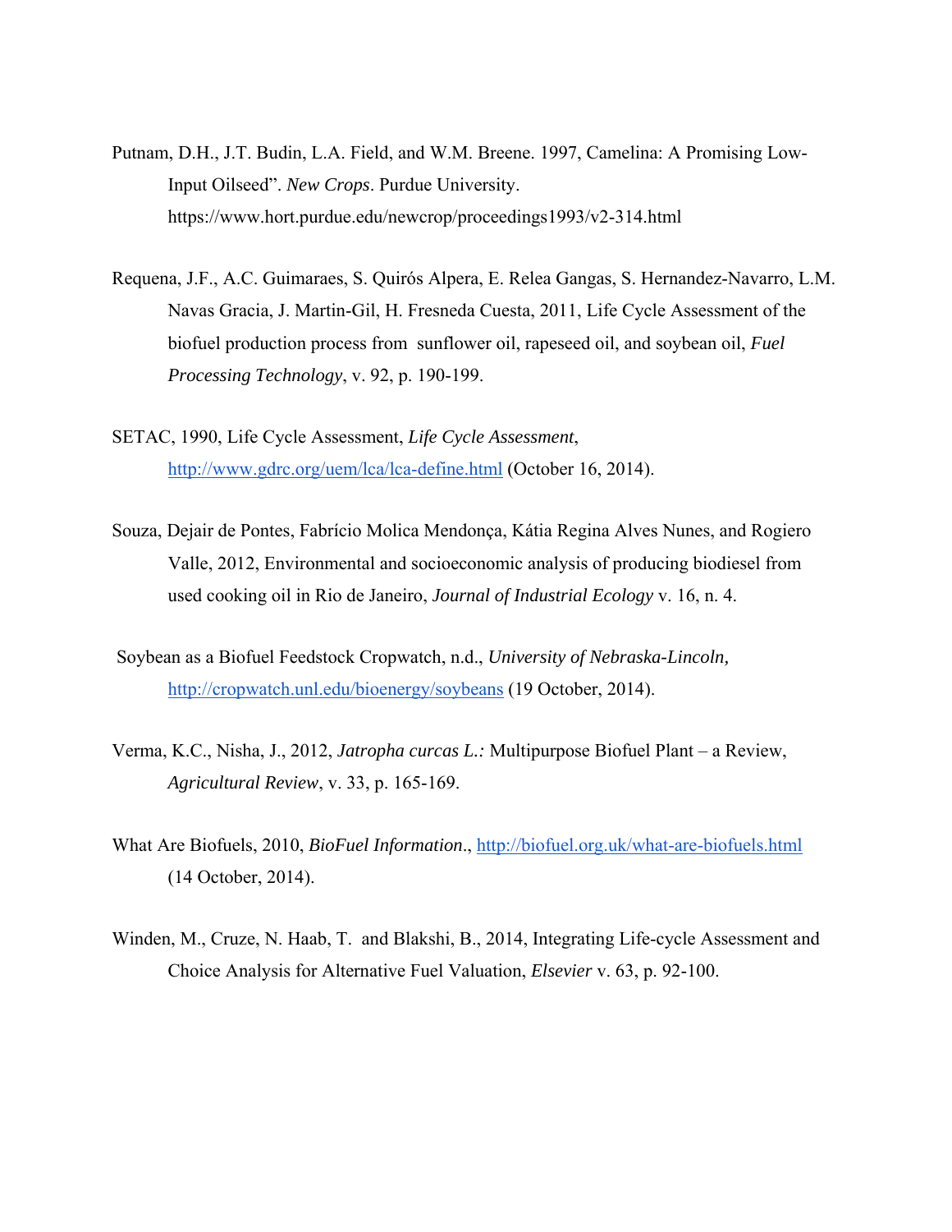Putnam, D.H., J.T. Budin, L.A. Field, and W.M. Breene. 1997, Camelina: A Promising Low-Input Oilseed". *New Crops*. Purdue University. https://www.hort.purdue.edu/newcrop/proceedings1993/v2-314.html

Requena, J.F., A.C. Guimaraes, S. Quirós Alpera, E. Relea Gangas, S. Hernandez-Navarro, L.M. Navas Gracia, J. Martin-Gil, H. Fresneda Cuesta, 2011, Life Cycle Assessment of the biofuel production process from sunflower oil, rapeseed oil, and soybean oil, *Fuel Processing Technology*, v. 92, p. 190-199.

SETAC, 1990, Life Cycle Assessment, *Life Cycle Assessment*, http://www.gdrc.org/uem/lca/lca-define.html (October 16, 2014).

Souza, Dejair de Pontes, Fabrício Molica Mendonça, Kátia Regina Alves Nunes, and Rogiero Valle, 2012, Environmental and socioeconomic analysis of producing biodiesel from used cooking oil in Rio de Janeiro, *Journal of Industrial Ecology* v. 16, n. 4.

Soybean as a Biofuel Feedstock Cropwatch, n.d., *University of Nebraska-Lincoln,* http://cropwatch.unl.edu/bioenergy/soybeans (19 October, 2014).

Verma, K.C., Nisha, J., 2012, *Jatropha curcas L.:* Multipurpose Biofuel Plant – a Review, *Agricultural Review*, v. 33, p. 165-169.

What Are Biofuels, 2010, *BioFuel Information*., http://biofuel.org.uk/what-are-biofuels.html (14 October, 2014).

Winden, M., Cruze, N. Haab, T. and Blakshi, B., 2014, Integrating Life-cycle Assessment and Choice Analysis for Alternative Fuel Valuation, *Elsevier* v. 63, p. 92-100.